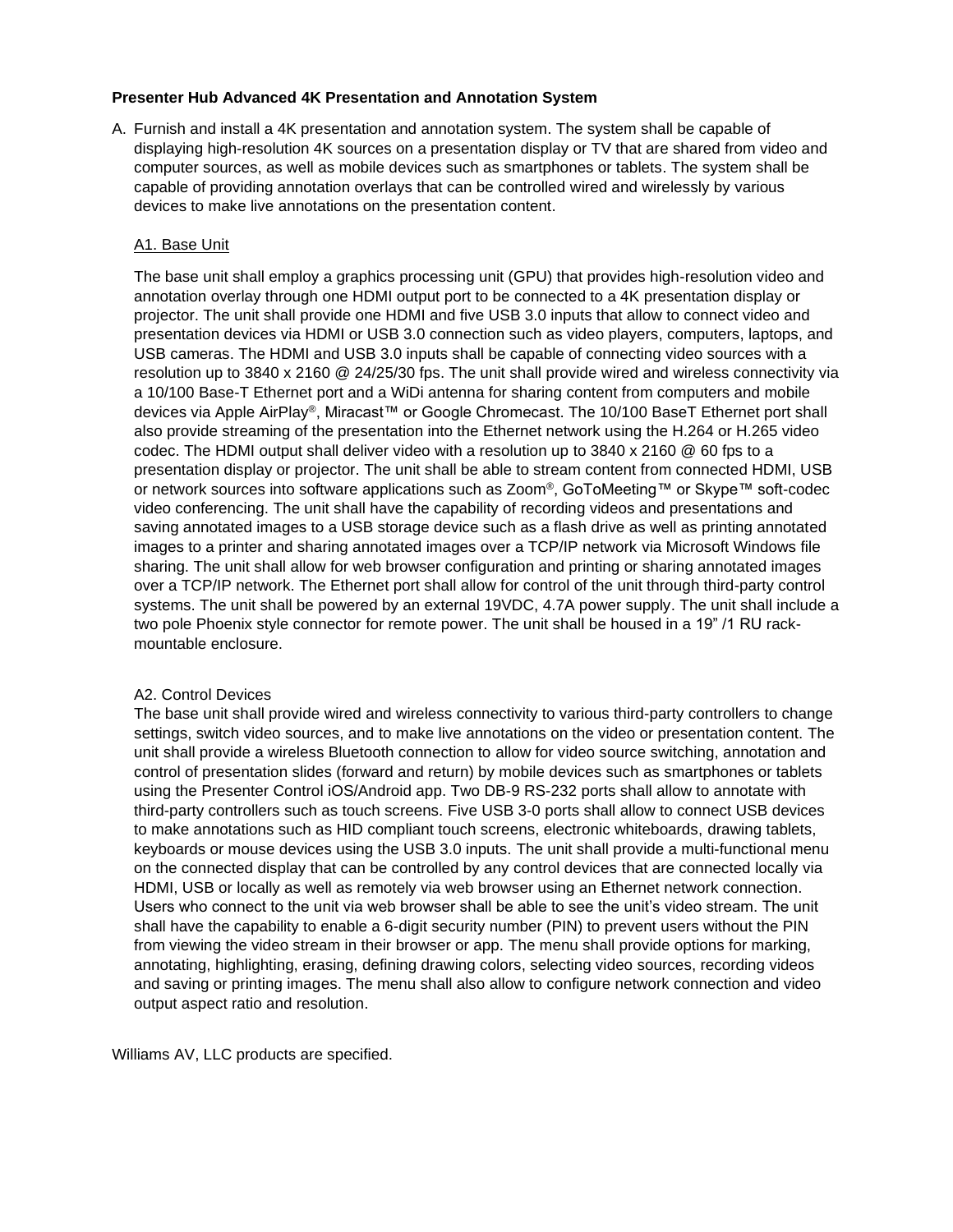**Presenter Hub Advanced 4K Presentation and Annotation System**

A. Furnish and install a 4K presentation and annotation system. The system shall be capable of displaying high-resolution 4K sources on a presentation display or TV that are shared from video and computer sources, as well as mobile devices such as smartphones or tablets. The system shall be capable of providing annotation overlays that can be controlled wired and wirelessly by various devices to make live annotations on the presentation content.

A1. Base Unit

The base unit shall employ a graphics processing unit (GPU) that provides high-resolution video and annotation overlay through one HDMI output port to be connected to a 4K presentation display or projector. The unit shall provide one HDMI and five USB 3.0 inputs that allow to connect video and presentation devices via HDMI or USB 3.0 connection such as video players, computers, laptops, and USB cameras. The HDMI and USB 3.0 inputs shall be capable of connecting video sources with a resolution up to 3840 x 2160 @ 24/25/30 fps. The unit shall provide wired and wireless connectivity via a 10/100 Base-T Ethernet port and a WiDi antenna for sharing content from computers and mobile devices via Apple AirPlay®, Miracast™ or Google Chromecast. The 10/100 BaseT Ethernet port shall also provide streaming of the presentation into the Ethernet network using the H.264 or H.265 video codec. The HDMI output shall deliver video with a resolution up to 3840 x 2160 @ 60 fps to a presentation display or projector. The unit shall be able to stream content from connected HDMI, USB or network sources into software applications such as Zoom®, GoToMeeting™ or Skype™ soft-codec video conferencing. The unit shall have the capability of recording videos and presentations and saving annotated images to a USB storage device such as a flash drive as well as printing annotated images to a printer and sharing annotated images over a TCP/IP network via Microsoft Windows file sharing. The unit shall allow for web browser configuration and printing or sharing annotated images over a TCP/IP network. The Ethernet port shall allow for control of the unit through third-party control systems. The unit shall be powered by an external 19VDC, 4.7A power supply. The unit shall include a two pole Phoenix style connector for remote power. The unit shall be housed in a 19" /1 RU rack-mountable enclosure.

A2. Control Devices

The base unit shall provide wired and wireless connectivity to various third-party controllers to change settings, switch video sources, and to make live annotations on the video or presentation content. The unit shall provide a wireless Bluetooth connection to allow for video source switching, annotation and control of presentation slides (forward and return) by mobile devices such as smartphones or tablets using the Presenter Control iOS/Android app. Two DB-9 RS-232 ports shall allow to annotate with third-party controllers such as touch screens. Five USB 3-0 ports shall allow to connect USB devices to make annotations such as HID compliant touch screens, electronic whiteboards, drawing tablets, keyboards or mouse devices using the USB 3.0 inputs. The unit shall provide a multi-functional menu on the connected display that can be controlled by any control devices that are connected locally via HDMI, USB or locally as well as remotely via web browser using an Ethernet network connection. Users who connect to the unit via web browser shall be able to see the unit's video stream. The unit shall have the capability to enable a 6-digit security number (PIN) to prevent users without the PIN from viewing the video stream in their browser or app. The menu shall provide options for marking, annotating, highlighting, erasing, defining drawing colors, selecting video sources, recording videos and saving or printing images. The menu shall also allow to configure network connection and video output aspect ratio and resolution.

Williams AV, LLC products are specified.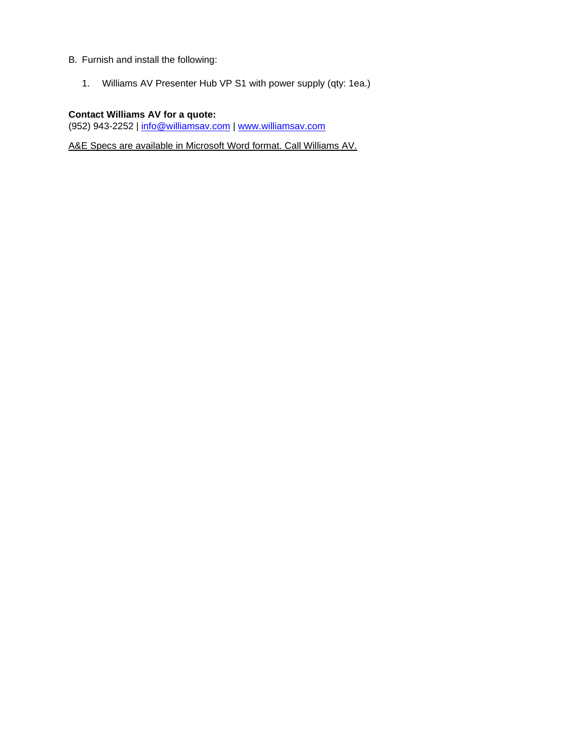B. Furnish and install the following:

1. Williams AV Presenter Hub VP S1 with power supply (qty: 1ea.)

**Contact Williams AV for a quote:**
(952) 943-2252 | [info@williamsav.com](mailto:info@williamsav.com) | [www.williamsav.com](http://www.williamsav.com)

A&E Specs are available in Microsoft Word format. Call Williams AV.